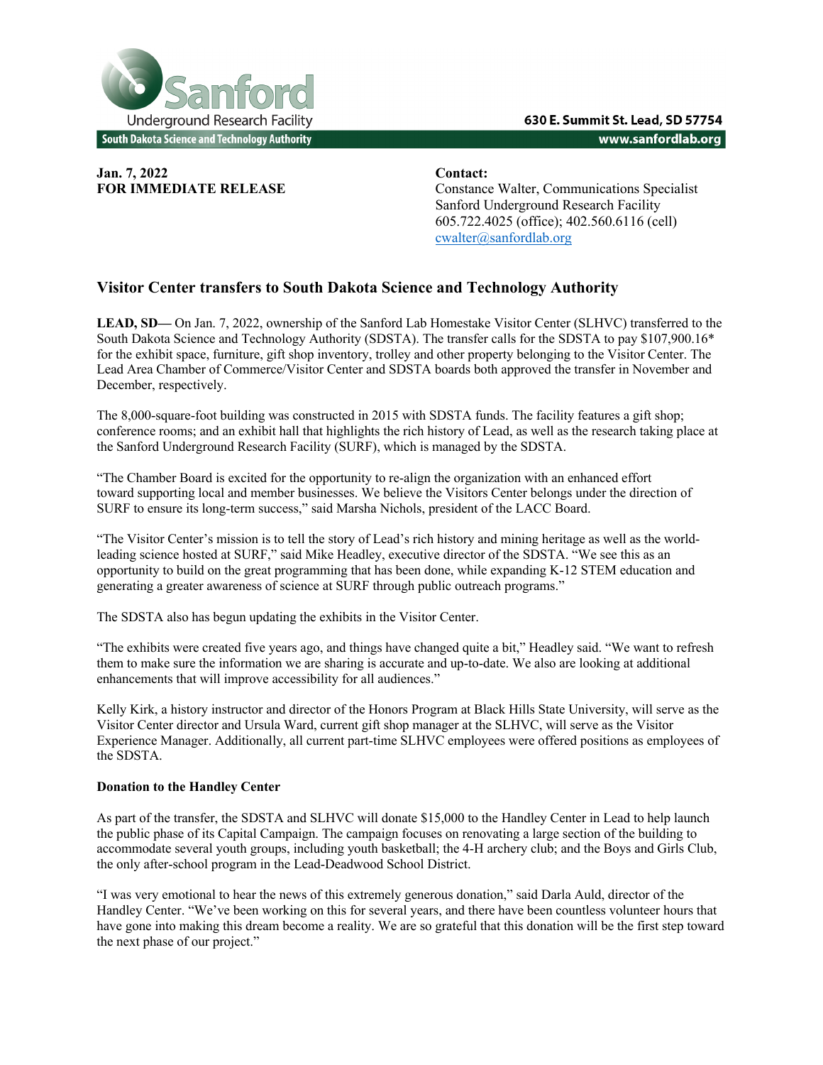Sanford Underground Research Facility
South Dakota Science and Technology Authority

630 E. Summit St. Lead, SD 57754
www.sanfordlab.org

**Jan. 7, 2022**
**FOR IMMEDIATE RELEASE**

**Contact:**
Constance Walter, Communications Specialist
Sanford Underground Research Facility
605.722.4025 (office); 402.560.6116 (cell)
cwalter@sanfordlab.org

## Visitor Center transfers to South Dakota Science and Technology Authority

**LEAD, SD—** On Jan. 7, 2022, ownership of the Sanford Lab Homestake Visitor Center (SLHVC) transferred to the South Dakota Science and Technology Authority (SDSTA). The transfer calls for the SDSTA to pay $107,900.16* for the exhibit space, furniture, gift shop inventory, trolley and other property belonging to the Visitor Center. The Lead Area Chamber of Commerce/Visitor Center and SDSTA boards both approved the transfer in November and December, respectively.

The 8,000-square-foot building was constructed in 2015 with SDSTA funds. The facility features a gift shop; conference rooms; and an exhibit hall that highlights the rich history of Lead, as well as the research taking place at the Sanford Underground Research Facility (SURF), which is managed by the SDSTA.

"The Chamber Board is excited for the opportunity to re-align the organization with an enhanced effort toward supporting local and member businesses. We believe the Visitors Center belongs under the direction of SURF to ensure its long-term success," said Marsha Nichols, president of the LACC Board.

"The Visitor Center's mission is to tell the story of Lead's rich history and mining heritage as well as the world-leading science hosted at SURF," said Mike Headley, executive director of the SDSTA. "We see this as an opportunity to build on the great programming that has been done, while expanding K-12 STEM education and generating a greater awareness of science at SURF through public outreach programs."

The SDSTA also has begun updating the exhibits in the Visitor Center.

"The exhibits were created five years ago, and things have changed quite a bit," Headley said. "We want to refresh them to make sure the information we are sharing is accurate and up-to-date. We also are looking at additional enhancements that will improve accessibility for all audiences."

Kelly Kirk, a history instructor and director of the Honors Program at Black Hills State University, will serve as the Visitor Center director and Ursula Ward, current gift shop manager at the SLHVC, will serve as the Visitor Experience Manager. Additionally, all current part-time SLHVC employees were offered positions as employees of the SDSTA.

**Donation to the Handley Center**

As part of the transfer, the SDSTA and SLHVC will donate $15,000 to the Handley Center in Lead to help launch the public phase of its Capital Campaign. The campaign focuses on renovating a large section of the building to accommodate several youth groups, including youth basketball; the 4-H archery club; and the Boys and Girls Club, the only after-school program in the Lead-Deadwood School District.

"I was very emotional to hear the news of this extremely generous donation," said Darla Auld, director of the Handley Center. "We've been working on this for several years, and there have been countless volunteer hours that have gone into making this dream become a reality. We are so grateful that this donation will be the first step toward the next phase of our project."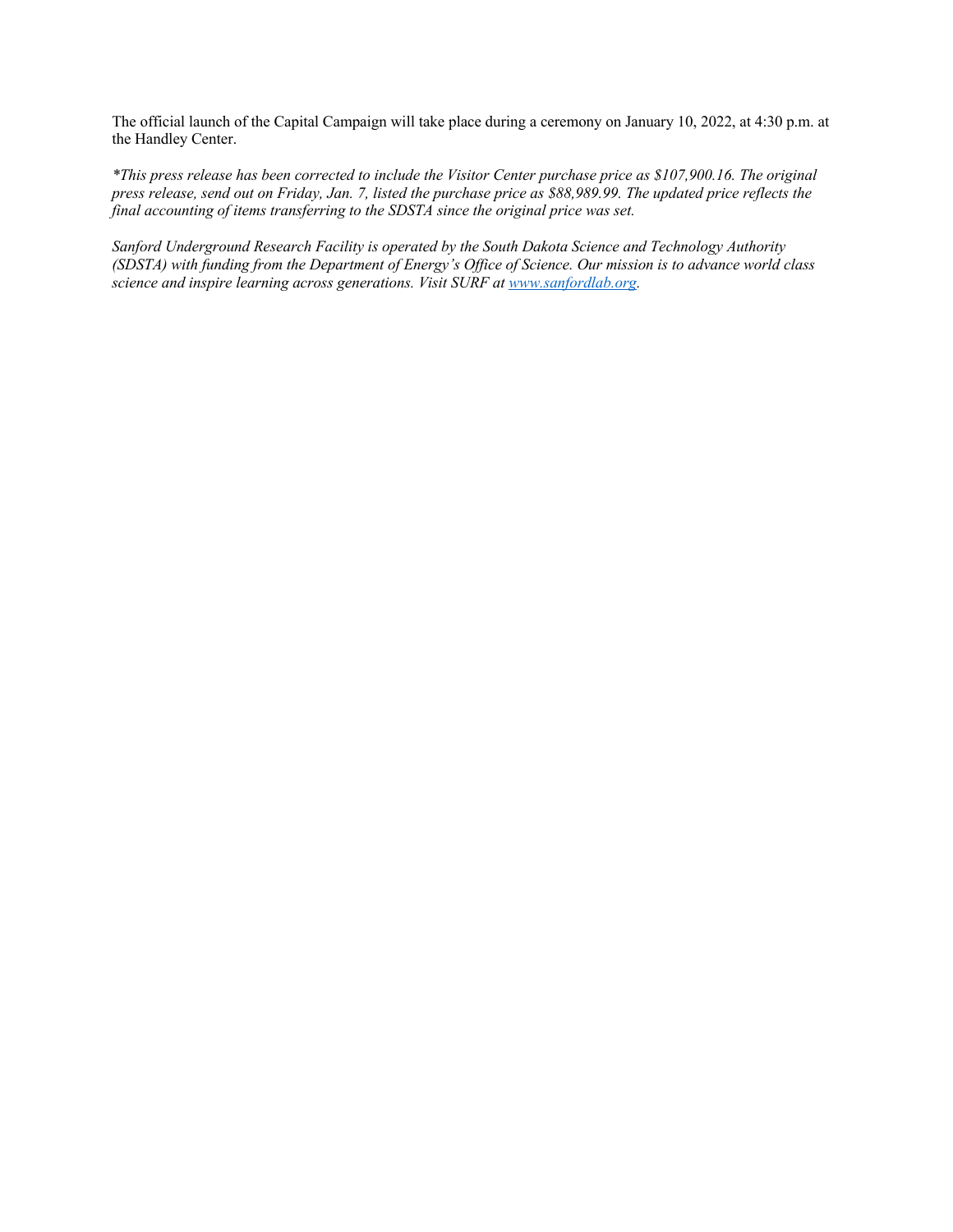The official launch of the Capital Campaign will take place during a ceremony on January 10, 2022, at 4:30 p.m. at the Handley Center.

*\*This press release has been corrected to include the Visitor Center purchase price as $107,900.16. The original press release, send out on Friday, Jan. 7, listed the purchase price as $88,989.99. The updated price reflects the final accounting of items transferring to the SDSTA since the original price was set.*

*Sanford Underground Research Facility is operated by the South Dakota Science and Technology Authority (SDSTA) with funding from the Department of Energy's Office of Science. Our mission is to advance world class science and inspire learning across generations. Visit SURF at [www.sanfordlab.org](http://www.sanfordlab.org).*